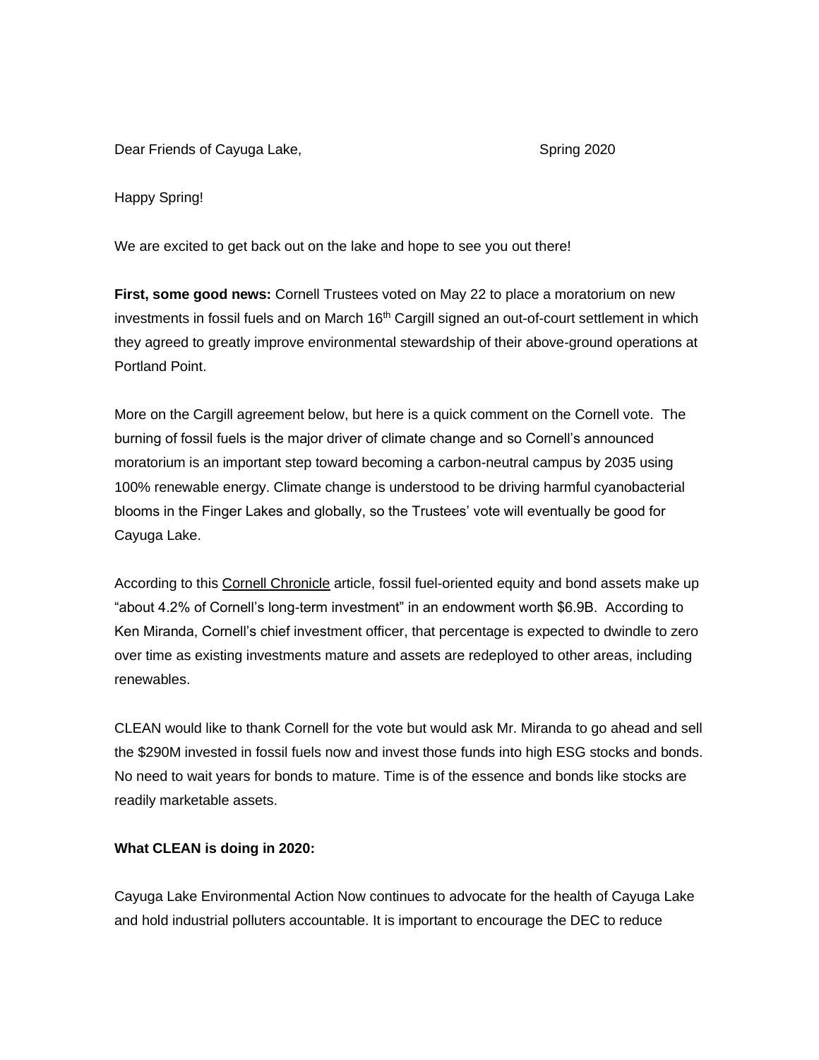Dear Friends of Cayuga Lake, Spring 2020

Happy Spring!

We are excited to get back out on the lake and hope to see you out there!

**First, some good news:** Cornell Trustees voted on May 22 to place a moratorium on new investments in fossil fuels and on March 16th Cargill signed an out-of-court settlement in which they agreed to greatly improve environmental stewardship of their above-ground operations at Portland Point.

More on the Cargill agreement below, but here is a quick comment on the Cornell vote. The burning of fossil fuels is the major driver of climate change and so Cornell's announced moratorium is an important step toward becoming a carbon-neutral campus by 2035 using 100% renewable energy. Climate change is understood to be driving harmful cyanobacterial blooms in the Finger Lakes and globally, so the Trustees' vote will eventually be good for Cayuga Lake.

According to this Cornell Chronicle article, fossil fuel-oriented equity and bond assets make up "about 4.2% of Cornell's long-term investment" in an endowment worth $6.9B. According to Ken Miranda, Cornell's chief investment officer, that percentage is expected to dwindle to zero over time as existing investments mature and assets are redeployed to other areas, including renewables.

CLEAN would like to thank Cornell for the vote but would ask Mr. Miranda to go ahead and sell the $290M invested in fossil fuels now and invest those funds into high ESG stocks and bonds. No need to wait years for bonds to mature. Time is of the essence and bonds like stocks are readily marketable assets.

**What CLEAN is doing in 2020:**

Cayuga Lake Environmental Action Now continues to advocate for the health of Cayuga Lake and hold industrial polluters accountable. It is important to encourage the DEC to reduce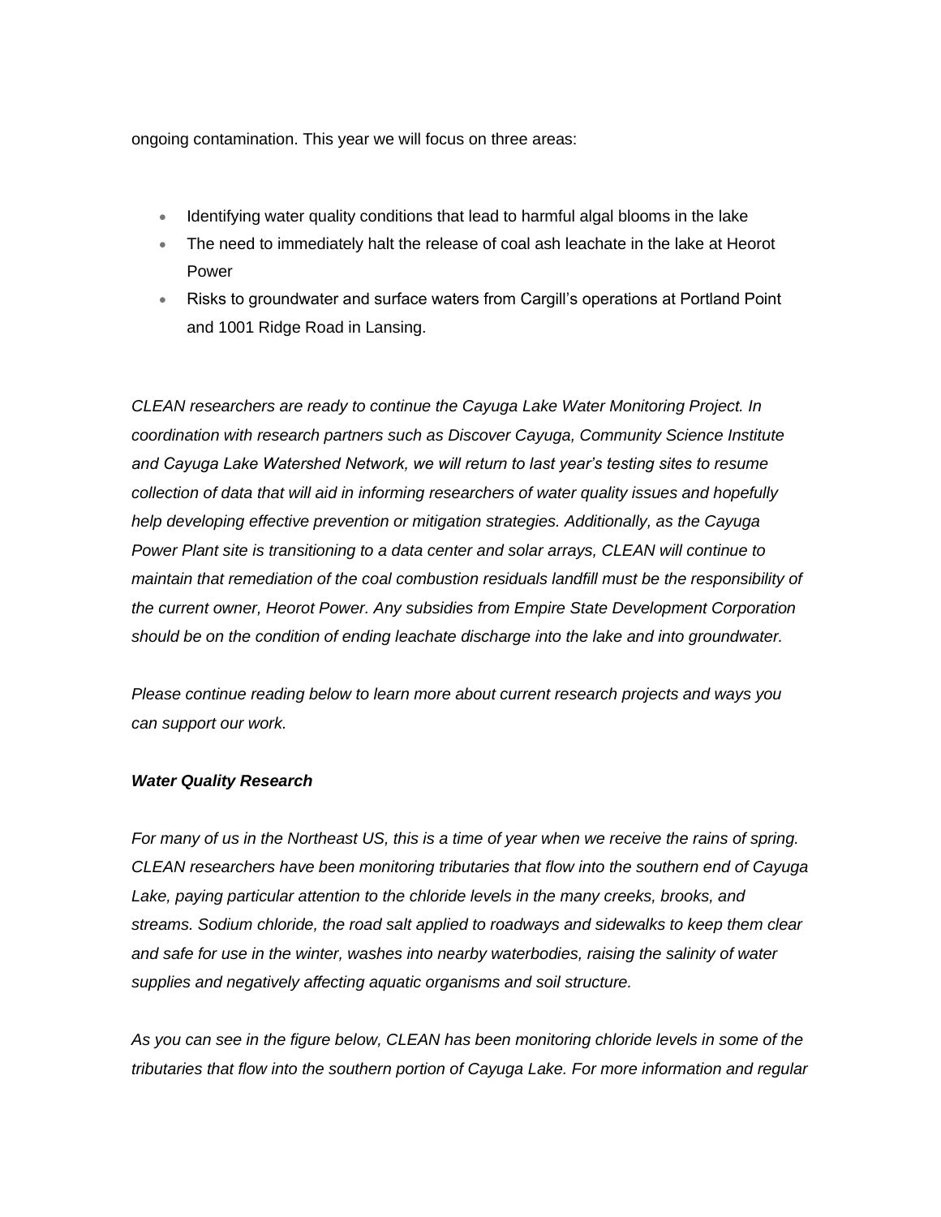ongoing contamination. This year we will focus on three areas:

- Identifying water quality conditions that lead to harmful algal blooms in the lake
- The need to immediately halt the release of coal ash leachate in the lake at Heorot Power
- Risks to groundwater and surface waters from Cargill's operations at Portland Point and 1001 Ridge Road in Lansing.

*CLEAN researchers are ready to continue the Cayuga Lake Water Monitoring Project. In coordination with research partners such as Discover Cayuga, Community Science Institute and Cayuga Lake Watershed Network, we will return to last year's testing sites to resume collection of data that will aid in informing researchers of water quality issues and hopefully help developing effective prevention or mitigation strategies. Additionally, as the Cayuga Power Plant site is transitioning to a data center and solar arrays, CLEAN will continue to maintain that remediation of the coal combustion residuals landfill must be the responsibility of the current owner, Heorot Power. Any subsidies from Empire State Development Corporation should be on the condition of ending leachate discharge into the lake and into groundwater.*

*Please continue reading below to learn more about current research projects and ways you can support our work.*

***Water Quality Research***

*For many of us in the Northeast US, this is a time of year when we receive the rains of spring. CLEAN researchers have been monitoring tributaries that flow into the southern end of Cayuga Lake, paying particular attention to the chloride levels in the many creeks, brooks, and streams. Sodium chloride, the road salt applied to roadways and sidewalks to keep them clear and safe for use in the winter, washes into nearby waterbodies, raising the salinity of water supplies and negatively affecting aquatic organisms and soil structure.*

*As you can see in the figure below, CLEAN has been monitoring chloride levels in some of the tributaries that flow into the southern portion of Cayuga Lake. For more information and regular*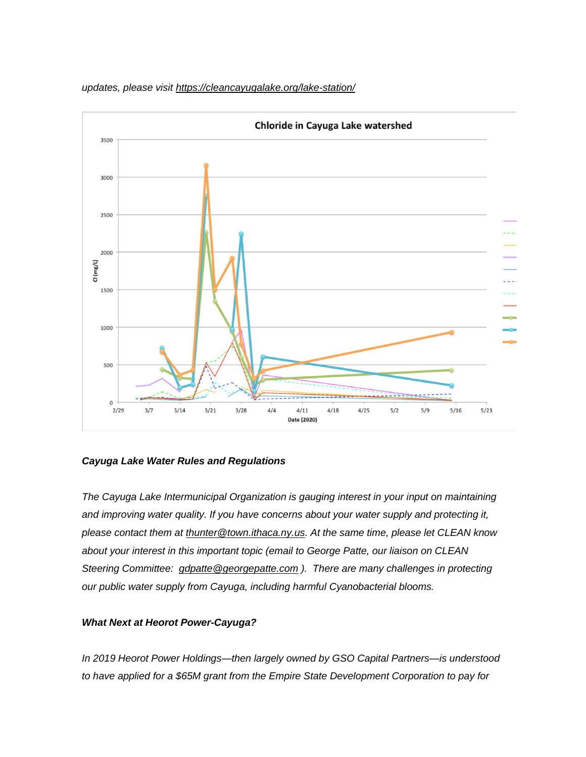*updates, please visit [https://cleancayugalake.org/lake-station/](https://cleancayugalake.org/lake-station/)*

**Chloride in Cayuga Lake watershed**

***Cayuga Lake Water Rules and Regulations***

*The Cayuga Lake Intermunicipal Organization is gauging interest in your input on maintaining and improving water quality. If you have concerns about your water supply and protecting it, please contact them at [thunter@town.ithaca.ny.us](mailto:thunter@town.ithaca.ny.us). At the same time, please let CLEAN know about your interest in this important topic (email to George Patte, our liaison on CLEAN Steering Committee: [gdpatte@georgepatte.com](mailto:gdpatte@georgepatte.com) ). There are many challenges in protecting our public water supply from Cayuga, including harmful Cyanobacterial blooms.*

***What Next at Heorot Power-Cayuga?***

*In 2019 Heorot Power Holdings—then largely owned by GSO Capital Partners—is understood to have applied for a $65M grant from the Empire State Development Corporation to pay for*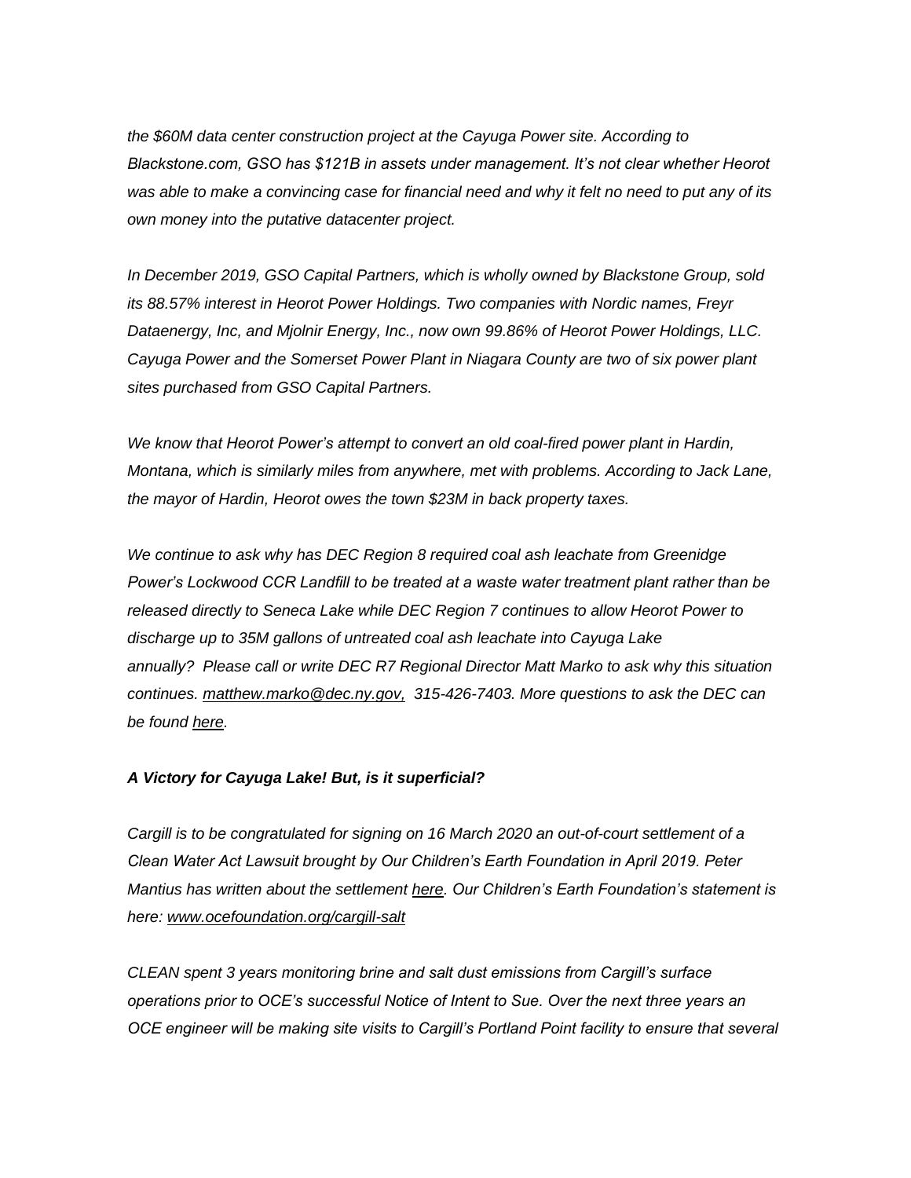*the $60M data center construction project at the Cayuga Power site. According to Blackstone.com, GSO has $121B in assets under management. It's not clear whether Heorot was able to make a convincing case for financial need and why it felt no need to put any of its own money into the putative datacenter project.*

*In December 2019, GSO Capital Partners, which is wholly owned by Blackstone Group, sold its 88.57% interest in Heorot Power Holdings. Two companies with Nordic names, Freyr Dataenergy, Inc, and Mjolnir Energy, Inc., now own 99.86% of Heorot Power Holdings, LLC. Cayuga Power and the Somerset Power Plant in Niagara County are two of six power plant sites purchased from GSO Capital Partners.*

*We know that Heorot Power's attempt to convert an old coal-fired power plant in Hardin, Montana, which is similarly miles from anywhere, met with problems. According to Jack Lane, the mayor of Hardin, Heorot owes the town $23M in back property taxes.*

*We continue to ask why has DEC Region 8 required coal ash leachate from Greenidge Power's Lockwood CCR Landfill to be treated at a waste water treatment plant rather than be released directly to Seneca Lake while DEC Region 7 continues to allow Heorot Power to discharge up to 35M gallons of untreated coal ash leachate into Cayuga Lake annually? Please call or write DEC R7 Regional Director Matt Marko to ask why this situation continues. matthew.marko@dec.ny.gov, 315-426-7403. More questions to ask the DEC can be found here.*

***A Victory for Cayuga Lake! But, is it superficial?***

*Cargill is to be congratulated for signing on 16 March 2020 an out-of-court settlement of a Clean Water Act Lawsuit brought by Our Children's Earth Foundation in April 2019. Peter Mantius has written about the settlement here. Our Children's Earth Foundation's statement is here: www.ocefoundation.org/cargill-salt*

*CLEAN spent 3 years monitoring brine and salt dust emissions from Cargill's surface operations prior to OCE's successful Notice of Intent to Sue. Over the next three years an OCE engineer will be making site visits to Cargill's Portland Point facility to ensure that several*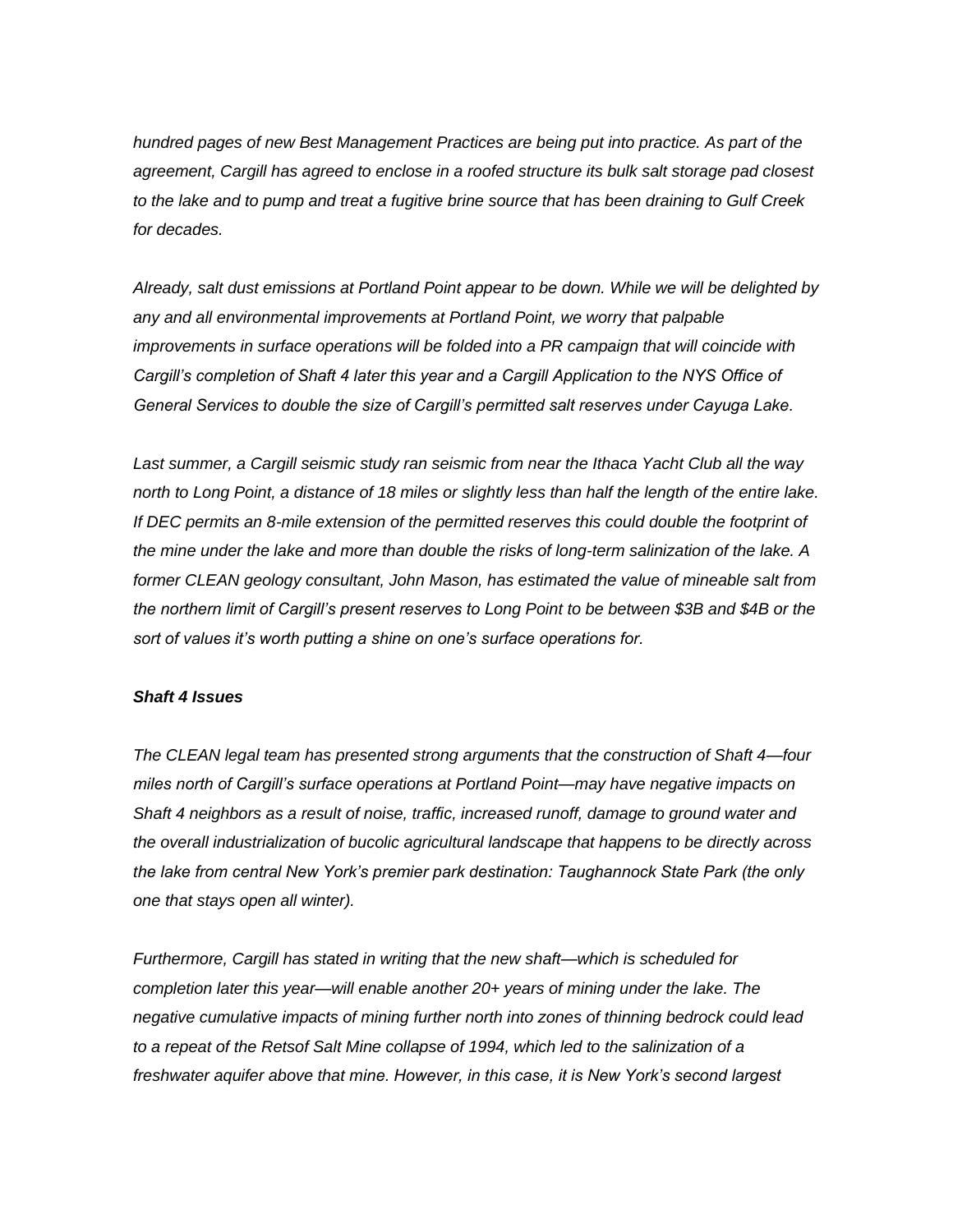*hundred pages of new Best Management Practices are being put into practice. As part of the agreement, Cargill has agreed to enclose in a roofed structure its bulk salt storage pad closest to the lake and to pump and treat a fugitive brine source that has been draining to Gulf Creek for decades.*

*Already, salt dust emissions at Portland Point appear to be down. While we will be delighted by any and all environmental improvements at Portland Point, we worry that palpable improvements in surface operations will be folded into a PR campaign that will coincide with Cargill's completion of Shaft 4 later this year and a Cargill Application to the NYS Office of General Services to double the size of Cargill's permitted salt reserves under Cayuga Lake.*

*Last summer, a Cargill seismic study ran seismic from near the Ithaca Yacht Club all the way north to Long Point, a distance of 18 miles or slightly less than half the length of the entire lake. If DEC permits an 8-mile extension of the permitted reserves this could double the footprint of the mine under the lake and more than double the risks of long-term salinization of the lake. A former CLEAN geology consultant, John Mason, has estimated the value of mineable salt from the northern limit of Cargill's present reserves to Long Point to be between $3B and $4B or the sort of values it's worth putting a shine on one's surface operations for.*

***Shaft 4 Issues***

*The CLEAN legal team has presented strong arguments that the construction of Shaft 4—four miles north of Cargill's surface operations at Portland Point—may have negative impacts on Shaft 4 neighbors as a result of noise, traffic, increased runoff, damage to ground water and the overall industrialization of bucolic agricultural landscape that happens to be directly across the lake from central New York's premier park destination: Taughannock State Park (the only one that stays open all winter).*

*Furthermore, Cargill has stated in writing that the new shaft—which is scheduled for completion later this year—will enable another 20+ years of mining under the lake. The negative cumulative impacts of mining further north into zones of thinning bedrock could lead to a repeat of the Retsof Salt Mine collapse of 1994, which led to the salinization of a freshwater aquifer above that mine. However, in this case, it is New York's second largest*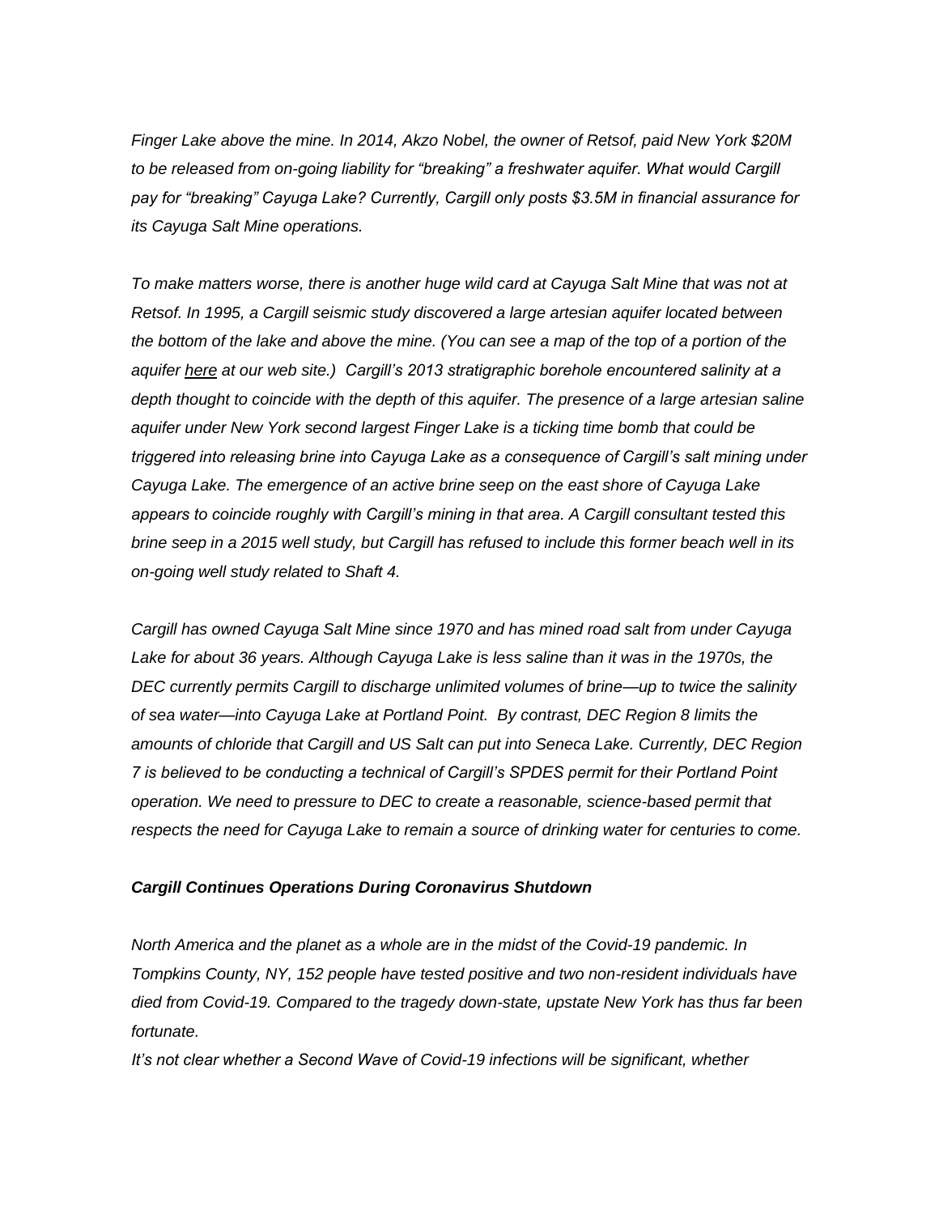*Finger Lake above the mine. In 2014, Akzo Nobel, the owner of Retsof, paid New York $20M to be released from on-going liability for "breaking" a freshwater aquifer. What would Cargill pay for "breaking" Cayuga Lake? Currently, Cargill only posts $3.5M in financial assurance for its Cayuga Salt Mine operations.*

*To make matters worse, there is another huge wild card at Cayuga Salt Mine that was not at Retsof. In 1995, a Cargill seismic study discovered a large artesian aquifer located between the bottom of the lake and above the mine. (You can see a map of the top of a portion of the aquifer here at our web site.) Cargill's 2013 stratigraphic borehole encountered salinity at a depth thought to coincide with the depth of this aquifer. The presence of a large artesian saline aquifer under New York second largest Finger Lake is a ticking time bomb that could be triggered into releasing brine into Cayuga Lake as a consequence of Cargill's salt mining under Cayuga Lake. The emergence of an active brine seep on the east shore of Cayuga Lake appears to coincide roughly with Cargill's mining in that area. A Cargill consultant tested this brine seep in a 2015 well study, but Cargill has refused to include this former beach well in its on-going well study related to Shaft 4.*

*Cargill has owned Cayuga Salt Mine since 1970 and has mined road salt from under Cayuga Lake for about 36 years. Although Cayuga Lake is less saline than it was in the 1970s, the DEC currently permits Cargill to discharge unlimited volumes of brine—up to twice the salinity of sea water—into Cayuga Lake at Portland Point. By contrast, DEC Region 8 limits the amounts of chloride that Cargill and US Salt can put into Seneca Lake. Currently, DEC Region 7 is believed to be conducting a technical of Cargill's SPDES permit for their Portland Point operation. We need to pressure to DEC to create a reasonable, science-based permit that respects the need for Cayuga Lake to remain a source of drinking water for centuries to come.*

***Cargill Continues Operations During Coronavirus Shutdown***

*North America and the planet as a whole are in the midst of the Covid-19 pandemic. In Tompkins County, NY, 152 people have tested positive and two non-resident individuals have died from Covid-19. Compared to the tragedy down-state, upstate New York has thus far been fortunate.*

*It's not clear whether a Second Wave of Covid-19 infections will be significant, whether*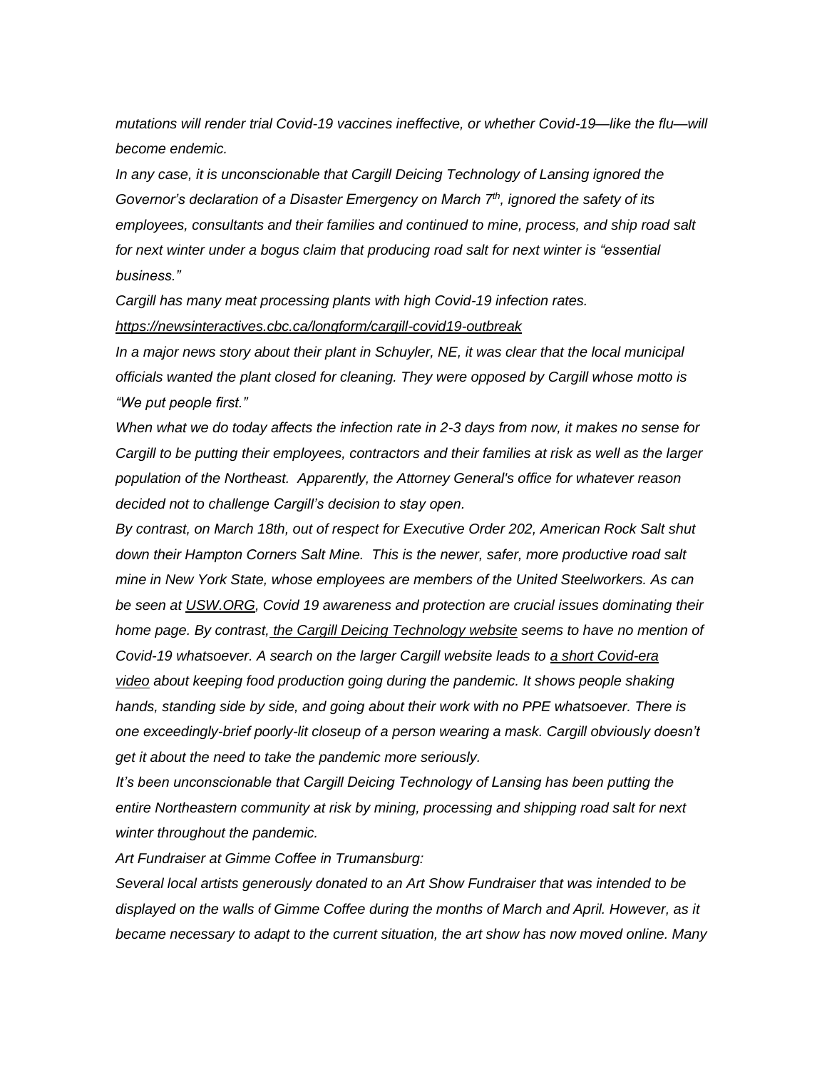*mutations will render trial Covid-19 vaccines ineffective, or whether Covid-19—like the flu—will become endemic.*

*In any case, it is unconscionable that Cargill Deicing Technology of Lansing ignored the Governor's declaration of a Disaster Emergency on March 7th, ignored the safety of its employees, consultants and their families and continued to mine, process, and ship road salt for next winter under a bogus claim that producing road salt for next winter is "essential business."*

*Cargill has many meat processing plants with high Covid-19 infection rates.*

*https://newsinteractives.cbc.ca/longform/cargill-covid19-outbreak*

*In a major news story about their plant in Schuyler, NE, it was clear that the local municipal officials wanted the plant closed for cleaning. They were opposed by Cargill whose motto is "We put people first."*

*When what we do today affects the infection rate in 2-3 days from now, it makes no sense for Cargill to be putting their employees, contractors and their families at risk as well as the larger population of the Northeast. Apparently, the Attorney General's office for whatever reason decided not to challenge Cargill's decision to stay open.*

*By contrast, on March 18th, out of respect for Executive Order 202, American Rock Salt shut down their Hampton Corners Salt Mine. This is the newer, safer, more productive road salt mine in New York State, whose employees are members of the United Steelworkers. As can be seen at USW.ORG, Covid 19 awareness and protection are crucial issues dominating their home page. By contrast, the Cargill Deicing Technology website seems to have no mention of Covid-19 whatsoever. A search on the larger Cargill website leads to a short Covid-era video about keeping food production going during the pandemic. It shows people shaking hands, standing side by side, and going about their work with no PPE whatsoever. There is one exceedingly-brief poorly-lit closeup of a person wearing a mask. Cargill obviously doesn't get it about the need to take the pandemic more seriously.*

*It's been unconscionable that Cargill Deicing Technology of Lansing has been putting the entire Northeastern community at risk by mining, processing and shipping road salt for next winter throughout the pandemic.*

*Art Fundraiser at Gimme Coffee in Trumansburg:*

*Several local artists generously donated to an Art Show Fundraiser that was intended to be displayed on the walls of Gimme Coffee during the months of March and April. However, as it became necessary to adapt to the current situation, the art show has now moved online. Many*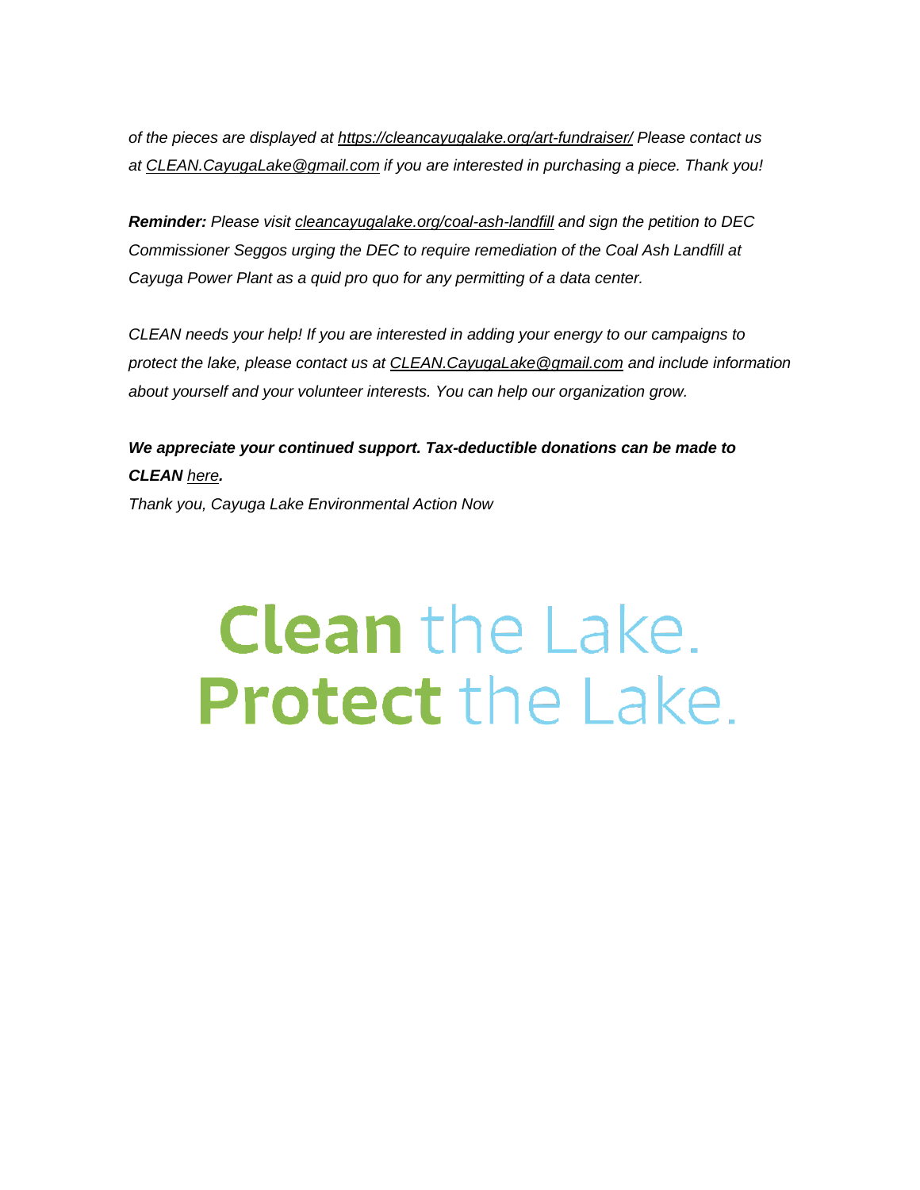*of the pieces are displayed at https://cleancayugalake.org/art-fundraiser/ Please contact us at CLEAN.CayugaLake@gmail.com if you are interested in purchasing a piece. Thank you!*

***Reminder:*** *Please visit cleancayugalake.org/coal-ash-landfill and sign the petition to DEC Commissioner Seggos urging the DEC to require remediation of the Coal Ash Landfill at Cayuga Power Plant as a quid pro quo for any permitting of a data center.*

*CLEAN needs your help! If you are interested in adding your energy to our campaigns to protect the lake, please contact us at CLEAN.CayugaLake@gmail.com and include information about yourself and your volunteer interests. You can help our organization grow.*

***We appreciate your continued support. Tax-deductible donations can be made to CLEAN here.***

*Thank you, Cayuga Lake Environmental Action Now*

**Clean** the Lake.
**Protect** the Lake.